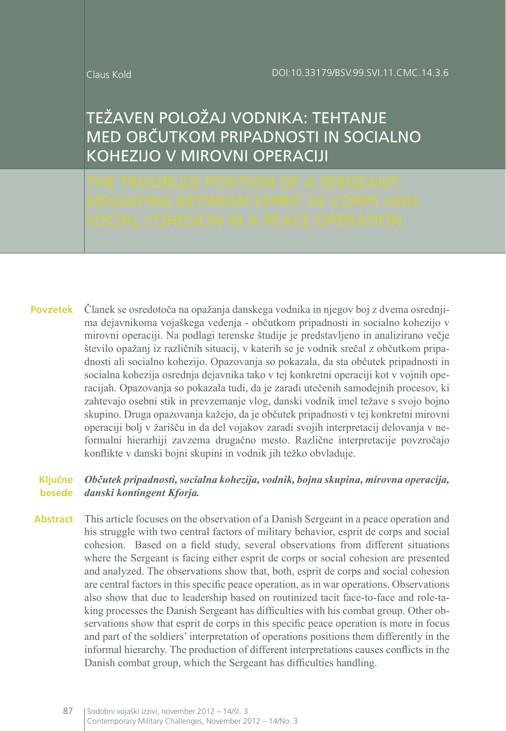Claus Kold

DOI:10.33179/BSV.99.SVI.11.CMC.14.3.6

# TEŽAVEN POLOŽAJ VODNIKA: TEHTANJE MED OBČUTKOM PRIPADNOSTI IN SOCIALNO KOHEZIJO V MIROVNI OPERACIJI

# THE TROUBLED POSITION OF A SERGEANT: MEDIATING BETWEEN ESPRIT DE CORPS AND SOCIAL COHESION IN A PEACE OPERATION

**Povzetek** Članek se osredotoča na opažanja danskega vodnika in njegov boj z dvema osrednjima dejavnikoma vojaškega vedenja - občutkom pripadnosti in socialno kohezijo v mirovni operaciji. Na podlagi terenske študije je predstavljeno in analizirano večje število opažanj iz različnih situacij, v katerih se je vodnik srečal z občutkom pripadnosti ali socialno kohezijo. Opazovanja so pokazala, da sta občutek pripadnosti in socialna kohezija osrednja dejavnika tako v tej konkretni operaciji kot v vojnih operacijah. Opazovanja so pokazala tudi, da je zaradi utečenih samodejnih procesov, ki zahtevajo osebni stik in prevzemanje vlog, danski vodnik imel težave s svojo bojno skupino. Druga opazovanja kažejo, da je občutek pripadnosti v tej konkretni mirovni operaciji bolj v žarišču in da del vojakov zaradi svojih interpretacij delovanja v neformalni hierarhiji zavzema drugačno mesto. Različne interpretacije povzročajo konflikte v danski bojni skupini in vodnik jih težko obvladuje.

**Ključne besede** ***Občutek pripadnosti, socialna kohezija, vodnik, bojna skupina, mirovna operacija, danski kontingent Kforja.***

**Abstract** This article focuses on the observation of a Danish Sergeant in a peace operation and his struggle with two central factors of military behavior, esprit de corps and social cohesion. Based on a field study, several observations from different situations where the Sergeant is facing either esprit de corps or social cohesion are presented and analyzed. The observations show that, both, esprit de corps and social cohesion are central factors in this specific peace operation, as in war operations. Observations also show that due to leadership based on routinized tacit face-to-face and role-taking processes the Danish Sergeant has difficulties with his combat group. Other observations show that esprit de corps in this specific peace operation is more in focus and part of the soldiers' interpretation of operations positions them differently in the informal hierarchy. The production of different interpretations causes conflicts in the Danish combat group, which the Sergeant has difficulties handling.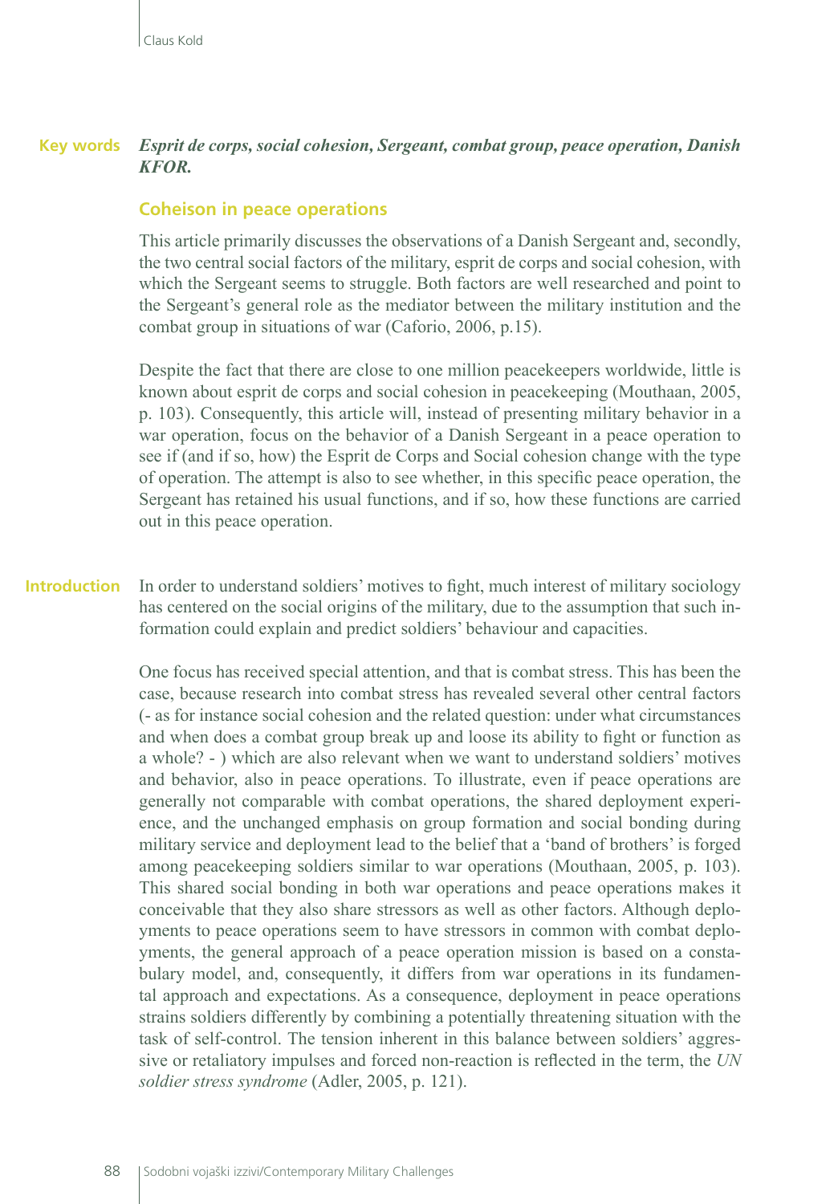**Key words** ***Esprit de corps, social cohesion, Sergeant, combat group, peace operation, Danish KFOR.***

## Coheison in peace operations

This article primarily discusses the observations of a Danish Sergeant and, secondly, the two central social factors of the military, esprit de corps and social cohesion, with which the Sergeant seems to struggle. Both factors are well researched and point to the Sergeant's general role as the mediator between the military institution and the combat group in situations of war (Caforio, 2006, p.15).

Despite the fact that there are close to one million peacekeepers worldwide, little is known about esprit de corps and social cohesion in peacekeeping (Mouthaan, 2005, p. 103). Consequently, this article will, instead of presenting military behavior in a war operation, focus on the behavior of a Danish Sergeant in a peace operation to see if (and if so, how) the Esprit de Corps and Social cohesion change with the type of operation. The attempt is also to see whether, in this specific peace operation, the Sergeant has retained his usual functions, and if so, how these functions are carried out in this peace operation.

## Introduction

In order to understand soldiers' motives to fight, much interest of military sociology has centered on the social origins of the military, due to the assumption that such information could explain and predict soldiers' behaviour and capacities.

One focus has received special attention, and that is combat stress. This has been the case, because research into combat stress has revealed several other central factors (- as for instance social cohesion and the related question: under what circumstances and when does a combat group break up and loose its ability to fight or function as a whole? - ) which are also relevant when we want to understand soldiers' motives and behavior, also in peace operations. To illustrate, even if peace operations are generally not comparable with combat operations, the shared deployment experience, and the unchanged emphasis on group formation and social bonding during military service and deployment lead to the belief that a 'band of brothers' is forged among peacekeeping soldiers similar to war operations (Mouthaan, 2005, p. 103). This shared social bonding in both war operations and peace operations makes it conceivable that they also share stressors as well as other factors. Although deployments to peace operations seem to have stressors in common with combat deployments, the general approach of a peace operation mission is based on a constabulary model, and, consequently, it differs from war operations in its fundamental approach and expectations. As a consequence, deployment in peace operations strains soldiers differently by combining a potentially threatening situation with the task of self-control. The tension inherent in this balance between soldiers' aggressive or retaliatory impulses and forced non-reaction is reflected in the term, the *UN soldier stress syndrome* (Adler, 2005, p. 121).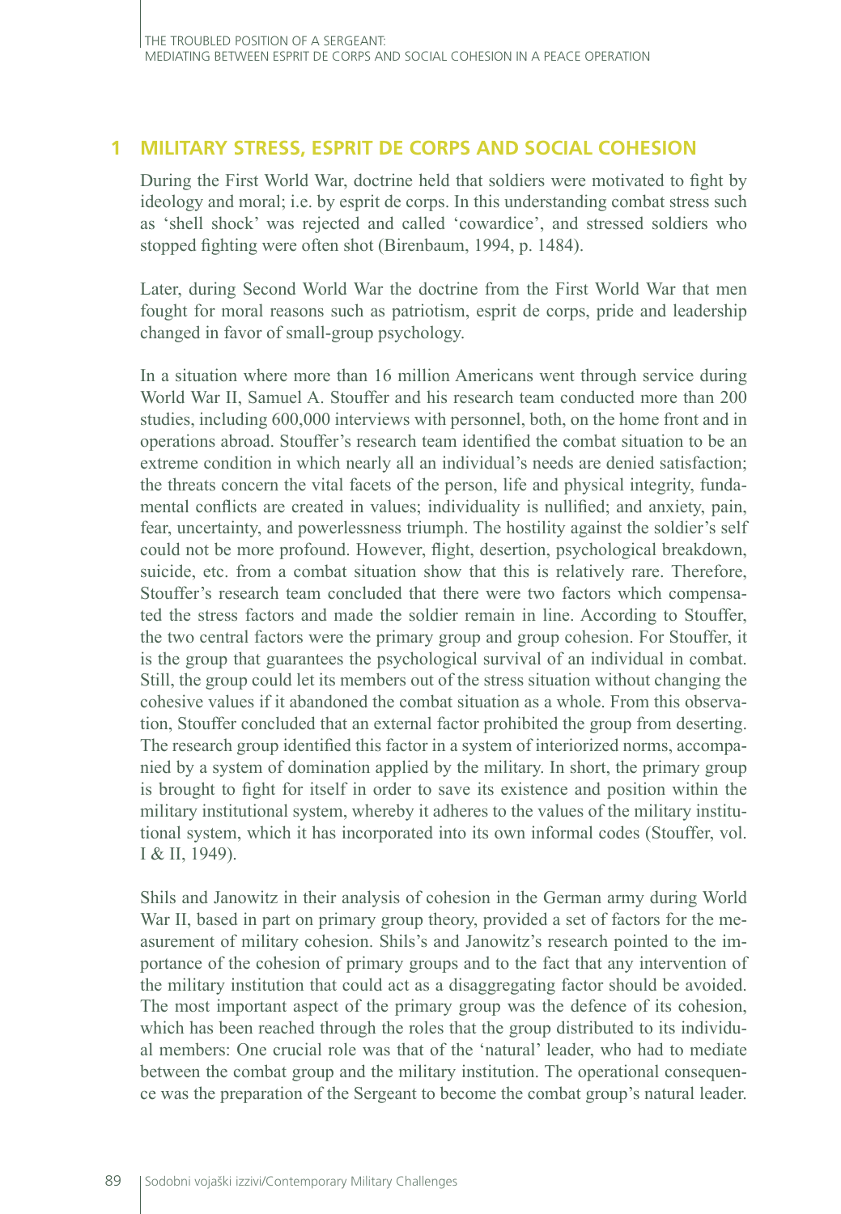## 1 MILITARY STRESS, ESPRIT DE CORPS AND SOCIAL COHESION

During the First World War, doctrine held that soldiers were motivated to fight by ideology and moral; i.e. by esprit de corps. In this understanding combat stress such as 'shell shock' was rejected and called 'cowardice', and stressed soldiers who stopped fighting were often shot (Birenbaum, 1994, p. 1484).

Later, during Second World War the doctrine from the First World War that men fought for moral reasons such as patriotism, esprit de corps, pride and leadership changed in favor of small-group psychology.

In a situation where more than 16 million Americans went through service during World War II, Samuel A. Stouffer and his research team conducted more than 200 studies, including 600,000 interviews with personnel, both, on the home front and in operations abroad. Stouffer's research team identified the combat situation to be an extreme condition in which nearly all an individual's needs are denied satisfaction; the threats concern the vital facets of the person, life and physical integrity, fundamental conflicts are created in values; individuality is nullified; and anxiety, pain, fear, uncertainty, and powerlessness triumph. The hostility against the soldier's self could not be more profound. However, flight, desertion, psychological breakdown, suicide, etc. from a combat situation show that this is relatively rare. Therefore, Stouffer's research team concluded that there were two factors which compensated the stress factors and made the soldier remain in line. According to Stouffer, the two central factors were the primary group and group cohesion. For Stouffer, it is the group that guarantees the psychological survival of an individual in combat. Still, the group could let its members out of the stress situation without changing the cohesive values if it abandoned the combat situation as a whole. From this observation, Stouffer concluded that an external factor prohibited the group from deserting. The research group identified this factor in a system of interiorized norms, accompanied by a system of domination applied by the military. In short, the primary group is brought to fight for itself in order to save its existence and position within the military institutional system, whereby it adheres to the values of the military institutional system, which it has incorporated into its own informal codes (Stouffer, vol. I & II, 1949).

Shils and Janowitz in their analysis of cohesion in the German army during World War II, based in part on primary group theory, provided a set of factors for the measurement of military cohesion. Shils's and Janowitz's research pointed to the importance of the cohesion of primary groups and to the fact that any intervention of the military institution that could act as a disaggregating factor should be avoided. The most important aspect of the primary group was the defence of its cohesion, which has been reached through the roles that the group distributed to its individual members: One crucial role was that of the 'natural' leader, who had to mediate between the combat group and the military institution. The operational consequence was the preparation of the Sergeant to become the combat group's natural leader.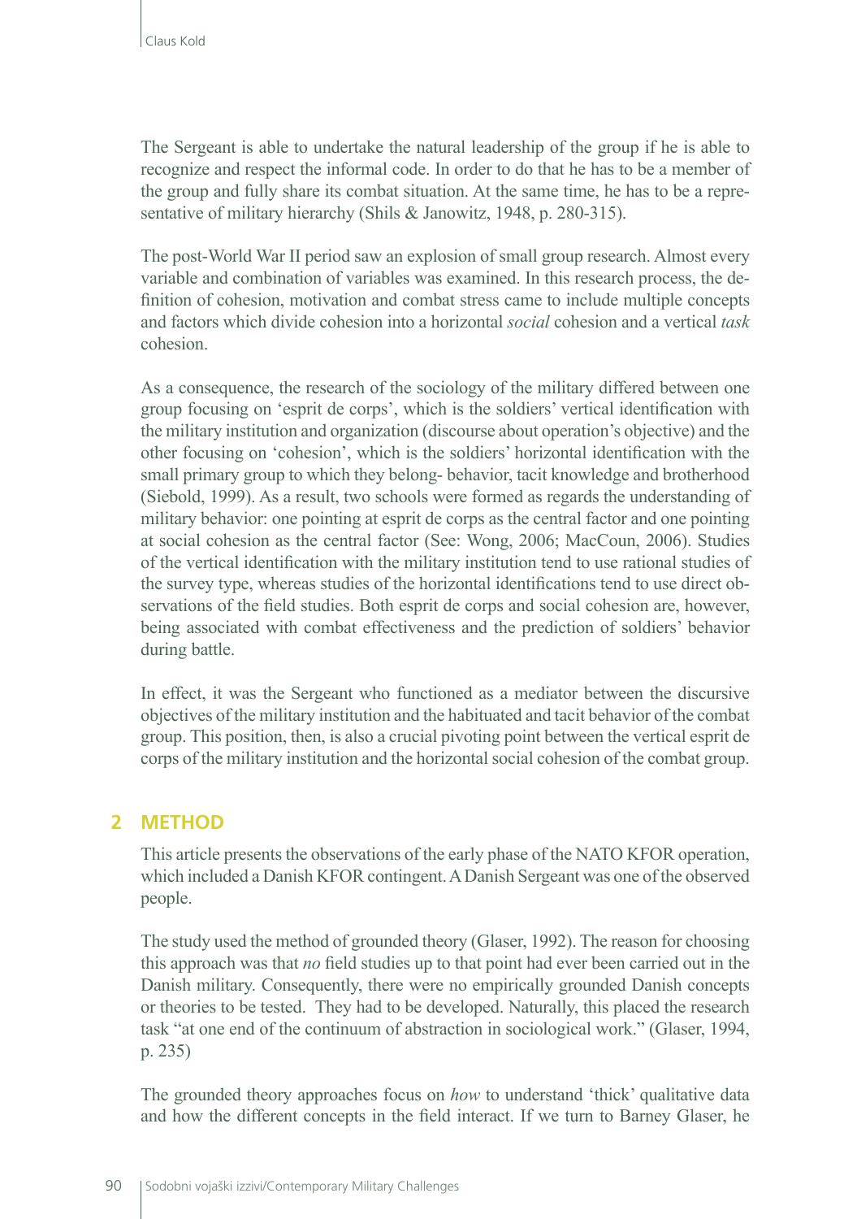The Sergeant is able to undertake the natural leadership of the group if he is able to recognize and respect the informal code. In order to do that he has to be a member of the group and fully share its combat situation. At the same time, he has to be a representative of military hierarchy (Shils & Janowitz, 1948, p. 280-315).

The post-World War II period saw an explosion of small group research. Almost every variable and combination of variables was examined. In this research process, the definition of cohesion, motivation and combat stress came to include multiple concepts and factors which divide cohesion into a horizontal *social* cohesion and a vertical *task* cohesion.

As a consequence, the research of the sociology of the military differed between one group focusing on 'esprit de corps', which is the soldiers' vertical identification with the military institution and organization (discourse about operation's objective) and the other focusing on 'cohesion', which is the soldiers' horizontal identification with the small primary group to which they belong- behavior, tacit knowledge and brotherhood (Siebold, 1999). As a result, two schools were formed as regards the understanding of military behavior: one pointing at esprit de corps as the central factor and one pointing at social cohesion as the central factor (See: Wong, 2006; MacCoun, 2006). Studies of the vertical identification with the military institution tend to use rational studies of the survey type, whereas studies of the horizontal identifications tend to use direct observations of the field studies. Both esprit de corps and social cohesion are, however, being associated with combat effectiveness and the prediction of soldiers' behavior during battle.

In effect, it was the Sergeant who functioned as a mediator between the discursive objectives of the military institution and the habituated and tacit behavior of the combat group. This position, then, is also a crucial pivoting point between the vertical esprit de corps of the military institution and the horizontal social cohesion of the combat group.

## 2 METHOD

This article presents the observations of the early phase of the NATO KFOR operation, which included a Danish KFOR contingent. A Danish Sergeant was one of the observed people.

The study used the method of grounded theory (Glaser, 1992). The reason for choosing this approach was that *no* field studies up to that point had ever been carried out in the Danish military. Consequently, there were no empirically grounded Danish concepts or theories to be tested. They had to be developed. Naturally, this placed the research task "at one end of the continuum of abstraction in sociological work." (Glaser, 1994, p. 235)

The grounded theory approaches focus on *how* to understand 'thick' qualitative data and how the different concepts in the field interact. If we turn to Barney Glaser, he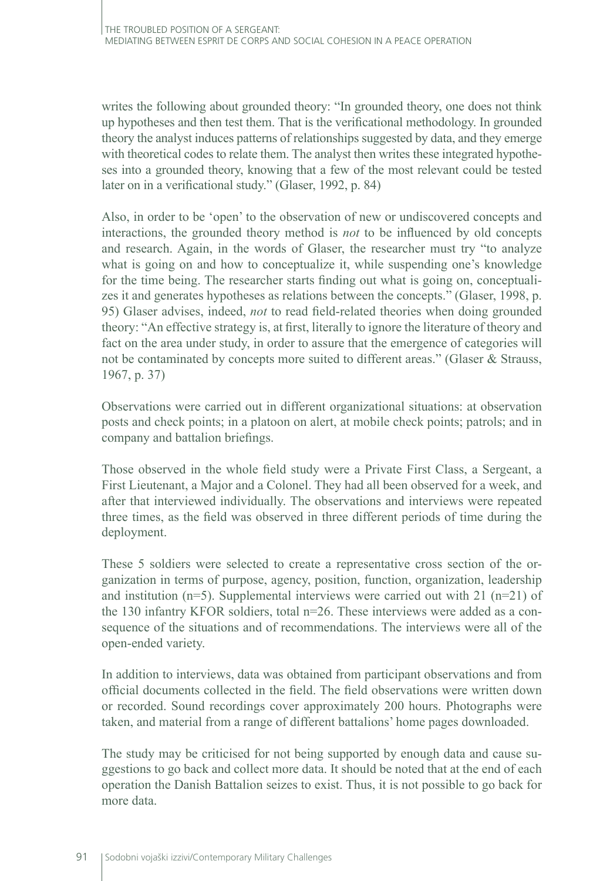writes the following about grounded theory: "In grounded theory, one does not think up hypotheses and then test them. That is the verificational methodology. In grounded theory the analyst induces patterns of relationships suggested by data, and they emerge with theoretical codes to relate them. The analyst then writes these integrated hypotheses into a grounded theory, knowing that a few of the most relevant could be tested later on in a verificational study." (Glaser, 1992, p. 84)

Also, in order to be 'open' to the observation of new or undiscovered concepts and interactions, the grounded theory method is *not* to be influenced by old concepts and research. Again, in the words of Glaser, the researcher must try "to analyze what is going on and how to conceptualize it, while suspending one's knowledge for the time being. The researcher starts finding out what is going on, conceptualizes it and generates hypotheses as relations between the concepts." (Glaser, 1998, p. 95) Glaser advises, indeed, *not* to read field-related theories when doing grounded theory: "An effective strategy is, at first, literally to ignore the literature of theory and fact on the area under study, in order to assure that the emergence of categories will not be contaminated by concepts more suited to different areas." (Glaser & Strauss, 1967, p. 37)

Observations were carried out in different organizational situations: at observation posts and check points; in a platoon on alert, at mobile check points; patrols; and in company and battalion briefings.

Those observed in the whole field study were a Private First Class, a Sergeant, a First Lieutenant, a Major and a Colonel. They had all been observed for a week, and after that interviewed individually. The observations and interviews were repeated three times, as the field was observed in three different periods of time during the deployment.

These 5 soldiers were selected to create a representative cross section of the organization in terms of purpose, agency, position, function, organization, leadership and institution (n=5). Supplemental interviews were carried out with 21 (n=21) of the 130 infantry KFOR soldiers, total n=26. These interviews were added as a consequence of the situations and of recommendations. The interviews were all of the open-ended variety.

In addition to interviews, data was obtained from participant observations and from official documents collected in the field. The field observations were written down or recorded. Sound recordings cover approximately 200 hours. Photographs were taken, and material from a range of different battalions' home pages downloaded.

The study may be criticised for not being supported by enough data and cause suggestions to go back and collect more data. It should be noted that at the end of each operation the Danish Battalion seizes to exist. Thus, it is not possible to go back for more data.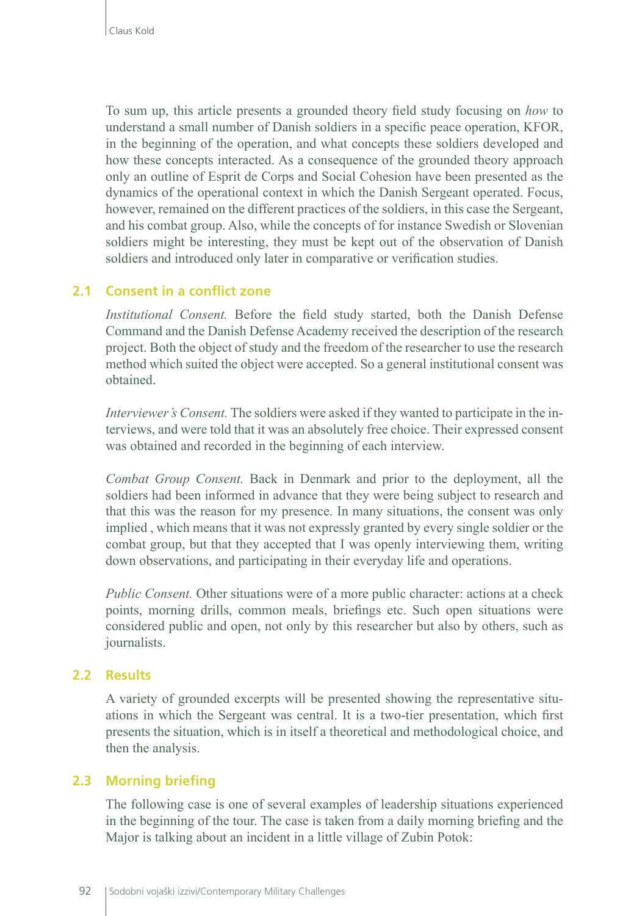To sum up, this article presents a grounded theory field study focusing on *how* to understand a small number of Danish soldiers in a specific peace operation, KFOR, in the beginning of the operation, and what concepts these soldiers developed and how these concepts interacted. As a consequence of the grounded theory approach only an outline of Esprit de Corps and Social Cohesion have been presented as the dynamics of the operational context in which the Danish Sergeant operated. Focus, however, remained on the different practices of the soldiers, in this case the Sergeant, and his combat group. Also, while the concepts of for instance Swedish or Slovenian soldiers might be interesting, they must be kept out of the observation of Danish soldiers and introduced only later in comparative or verification studies.

## 2.1 Consent in a conflict zone

*Institutional Consent.* Before the field study started, both the Danish Defense Command and the Danish Defense Academy received the description of the research project. Both the object of study and the freedom of the researcher to use the research method which suited the object were accepted. So a general institutional consent was obtained.

*Interviewer's Consent.* The soldiers were asked if they wanted to participate in the interviews, and were told that it was an absolutely free choice. Their expressed consent was obtained and recorded in the beginning of each interview.

*Combat Group Consent.* Back in Denmark and prior to the deployment, all the soldiers had been informed in advance that they were being subject to research and that this was the reason for my presence. In many situations, the consent was only implied , which means that it was not expressly granted by every single soldier or the combat group, but that they accepted that I was openly interviewing them, writing down observations, and participating in their everyday life and operations.

*Public Consent.* Other situations were of a more public character: actions at a check points, morning drills, common meals, briefings etc. Such open situations were considered public and open, not only by this researcher but also by others, such as journalists.

## 2.2 Results

A variety of grounded excerpts will be presented showing the representative situations in which the Sergeant was central. It is a two-tier presentation, which first presents the situation, which is in itself a theoretical and methodological choice, and then the analysis.

## 2.3 Morning briefing

The following case is one of several examples of leadership situations experienced in the beginning of the tour. The case is taken from a daily morning briefing and the Major is talking about an incident in a little village of Zubin Potok: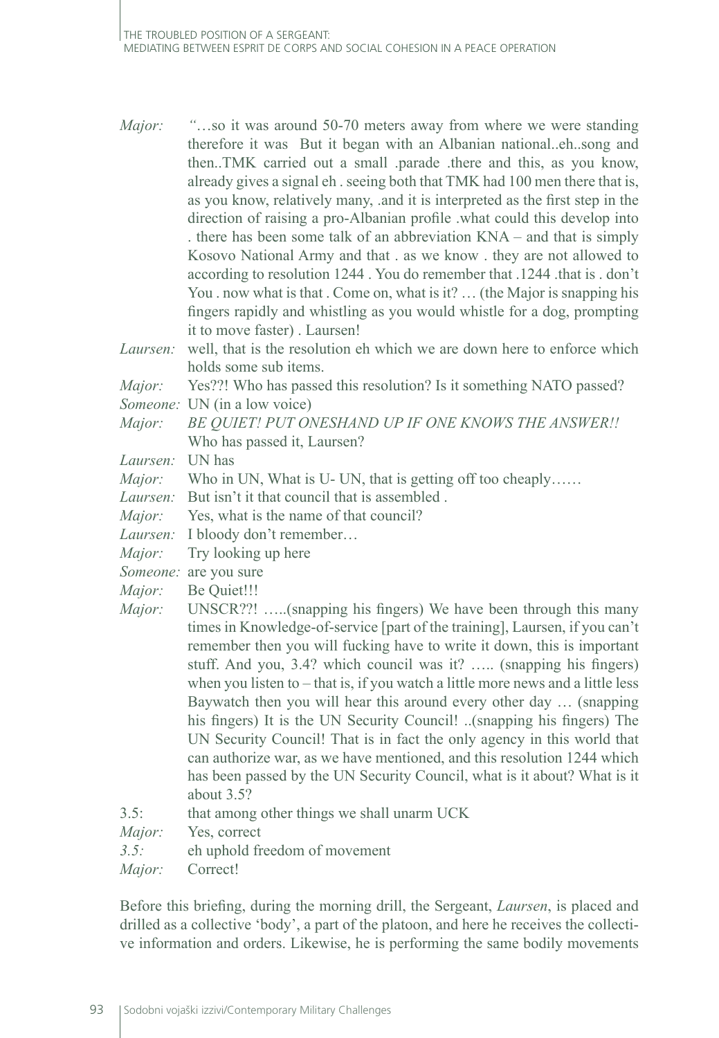*Major:* *"*…so it was around 50-70 meters away from where we were standing therefore it was But it began with an Albanian national..eh..song and then..TMK carried out a small .parade .there and this, as you know, already gives a signal eh . seeing both that TMK had 100 men there that is, as you know, relatively many, .and it is interpreted as the first step in the direction of raising a pro-Albanian profile .what could this develop into . there has been some talk of an abbreviation KNA – and that is simply Kosovo National Army and that . as we know . they are not allowed to according to resolution 1244 . You do remember that .1244 .that is . don't You . now what is that . Come on, what is it? … (the Major is snapping his fingers rapidly and whistling as you would whistle for a dog, prompting it to move faster) . Laursen!

*Laursen:* well, that is the resolution eh which we are down here to enforce which holds some sub items.

*Major:* Yes??! Who has passed this resolution? Is it something NATO passed?

*Someone:* UN (in a low voice)

*Major:* *BE QUIET! PUT ONESHAND UP IF ONE KNOWS THE ANSWER!!* Who has passed it, Laursen?

*Laursen:* UN has

*Major:* Who in UN, What is U- UN, that is getting off too cheaply……

*Laursen:* But isn't it that council that is assembled .

*Major:* Yes, what is the name of that council?

*Laursen:* I bloody don't remember…

*Major:* Try looking up here

*Someone:* are you sure

*Major:* Be Quiet!!!

*Major:* UNSCR??! …..(snapping his fingers) We have been through this many times in Knowledge-of-service [part of the training], Laursen, if you can't remember then you will fucking have to write it down, this is important stuff. And you, 3.4? which council was it? ….. (snapping his fingers) when you listen to – that is, if you watch a little more news and a little less Baywatch then you will hear this around every other day … (snapping his fingers) It is the UN Security Council! ..(snapping his fingers) The UN Security Council! That is in fact the only agency in this world that can authorize war, as we have mentioned, and this resolution 1244 which has been passed by the UN Security Council, what is it about? What is it about 3.5?

3.5: that among other things we shall unarm UCK

*Major:* Yes, correct

*3.5:* eh uphold freedom of movement

*Major:* Correct!

Before this briefing, during the morning drill, the Sergeant, *Laursen*, is placed and drilled as a collective 'body', a part of the platoon, and here he receives the collective information and orders. Likewise, he is performing the same bodily movements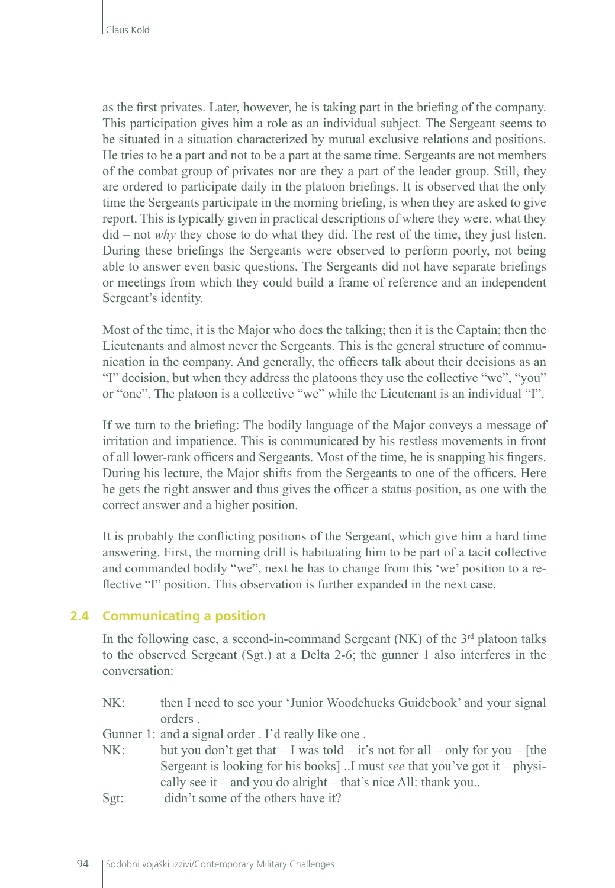as the first privates. Later, however, he is taking part in the briefing of the company. This participation gives him a role as an individual subject. The Sergeant seems to be situated in a situation characterized by mutual exclusive relations and positions. He tries to be a part and not to be a part at the same time. Sergeants are not members of the combat group of privates nor are they a part of the leader group. Still, they are ordered to participate daily in the platoon briefings. It is observed that the only time the Sergeants participate in the morning briefing, is when they are asked to give report. This is typically given in practical descriptions of where they were, what they did – not *why* they chose to do what they did. The rest of the time, they just listen. During these briefings the Sergeants were observed to perform poorly, not being able to answer even basic questions. The Sergeants did not have separate briefings or meetings from which they could build a frame of reference and an independent Sergeant's identity.

Most of the time, it is the Major who does the talking; then it is the Captain; then the Lieutenants and almost never the Sergeants. This is the general structure of communication in the company. And generally, the officers talk about their decisions as an "I" decision, but when they address the platoons they use the collective "we", "you" or "one". The platoon is a collective "we" while the Lieutenant is an individual "I".

If we turn to the briefing: The bodily language of the Major conveys a message of irritation and impatience. This is communicated by his restless movements in front of all lower-rank officers and Sergeants. Most of the time, he is snapping his fingers. During his lecture, the Major shifts from the Sergeants to one of the officers. Here he gets the right answer and thus gives the officer a status position, as one with the correct answer and a higher position.

It is probably the conflicting positions of the Sergeant, which give him a hard time answering. First, the morning drill is habituating him to be part of a tacit collective and commanded bodily "we", next he has to change from this 'we' position to a reflective "I" position. This observation is further expanded in the next case.

## 2.4 Communicating a position

In the following case, a second-in-command Sergeant (NK) of the 3rd platoon talks to the observed Sergeant (Sgt.) at a Delta 2-6; the gunner 1 also interferes in the conversation:

NK: then I need to see your 'Junior Woodchucks Guidebook' and your signal orders .

Gunner 1: and a signal order . I'd really like one .

NK: but you don't get that – I was told – it's not for all – only for you – [the Sergeant is looking for his books] ..I must *see* that you've got it – physically see it – and you do alright – that's nice All: thank you..

Sgt: didn't some of the others have it?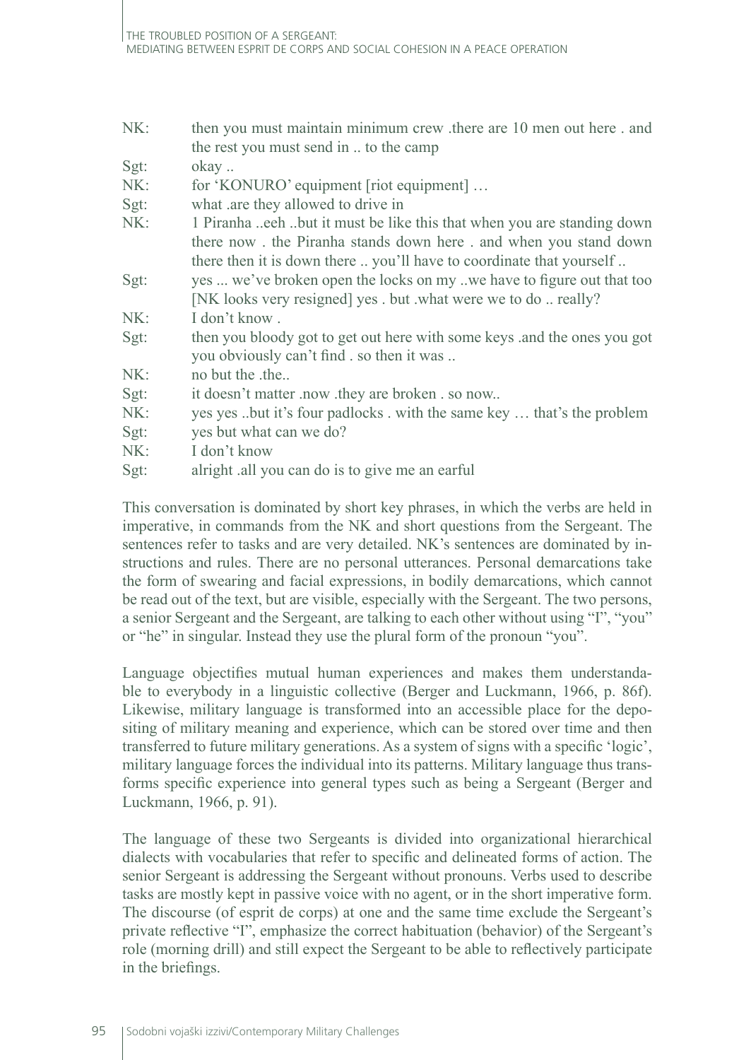NK: then you must maintain minimum crew .there are 10 men out here . and the rest you must send in .. to the camp

Sgt: okay ..

NK: for 'KONURO' equipment [riot equipment] …

Sgt: what .are they allowed to drive in

NK: 1 Piranha ..eeh ..but it must be like this that when you are standing down there now . the Piranha stands down here . and when you stand down there then it is down there .. you'll have to coordinate that yourself ..

Sgt: yes ... we've broken open the locks on my ..we have to figure out that too [NK looks very resigned] yes . but .what were we to do .. really?

NK: I don't know .

Sgt: then you bloody got to get out here with some keys .and the ones you got you obviously can't find . so then it was ..

NK: no but the .the..

Sgt: it doesn't matter .now .they are broken . so now..

NK: yes yes ..but it's four padlocks . with the same key … that's the problem

Sgt: yes but what can we do?

NK: I don't know

Sgt: alright .all you can do is to give me an earful

This conversation is dominated by short key phrases, in which the verbs are held in imperative, in commands from the NK and short questions from the Sergeant. The sentences refer to tasks and are very detailed. NK's sentences are dominated by instructions and rules. There are no personal utterances. Personal demarcations take the form of swearing and facial expressions, in bodily demarcations, which cannot be read out of the text, but are visible, especially with the Sergeant. The two persons, a senior Sergeant and the Sergeant, are talking to each other without using "I", "you" or "he" in singular. Instead they use the plural form of the pronoun "you".

Language objectifies mutual human experiences and makes them understandable to everybody in a linguistic collective (Berger and Luckmann, 1966, p. 86f). Likewise, military language is transformed into an accessible place for the depositing of military meaning and experience, which can be stored over time and then transferred to future military generations. As a system of signs with a specific 'logic', military language forces the individual into its patterns. Military language thus transforms specific experience into general types such as being a Sergeant (Berger and Luckmann, 1966, p. 91).

The language of these two Sergeants is divided into organizational hierarchical dialects with vocabularies that refer to specific and delineated forms of action. The senior Sergeant is addressing the Sergeant without pronouns. Verbs used to describe tasks are mostly kept in passive voice with no agent, or in the short imperative form. The discourse (of esprit de corps) at one and the same time exclude the Sergeant's private reflective "I", emphasize the correct habituation (behavior) of the Sergeant's role (morning drill) and still expect the Sergeant to be able to reflectively participate in the briefings.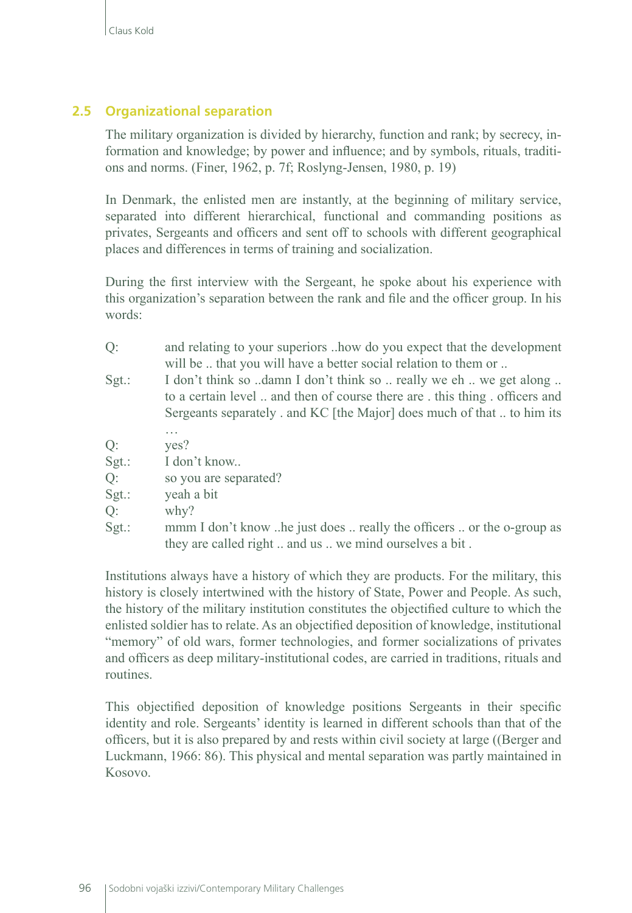## 2.5 Organizational separation

The military organization is divided by hierarchy, function and rank; by secrecy, information and knowledge; by power and influence; and by symbols, rituals, traditions and norms. (Finer, 1962, p. 7f; Roslyng-Jensen, 1980, p. 19)

In Denmark, the enlisted men are instantly, at the beginning of military service, separated into different hierarchical, functional and commanding positions as privates, Sergeants and officers and sent off to schools with different geographical places and differences in terms of training and socialization.

During the first interview with the Sergeant, he spoke about his experience with this organization's separation between the rank and file and the officer group. In his words:

Q: and relating to your superiors ..how do you expect that the development will be .. that you will have a better social relation to them or ..

Sgt.: I don't think so ..damn I don't think so .. really we eh .. we get along .. to a certain level .. and then of course there are . this thing . officers and Sergeants separately . and KC [the Major] does much of that .. to him its …

Q: yes?

Sgt.: I don't know..

Q: so you are separated?

Sgt.: yeah a bit

Q: why?

Sgt.: mmm I don't know ..he just does .. really the officers .. or the o-group as they are called right .. and us .. we mind ourselves a bit .

Institutions always have a history of which they are products. For the military, this history is closely intertwined with the history of State, Power and People. As such, the history of the military institution constitutes the objectified culture to which the enlisted soldier has to relate. As an objectified deposition of knowledge, institutional "memory" of old wars, former technologies, and former socializations of privates and officers as deep military-institutional codes, are carried in traditions, rituals and routines.

This objectified deposition of knowledge positions Sergeants in their specific identity and role. Sergeants' identity is learned in different schools than that of the officers, but it is also prepared by and rests within civil society at large ((Berger and Luckmann, 1966: 86). This physical and mental separation was partly maintained in Kosovo.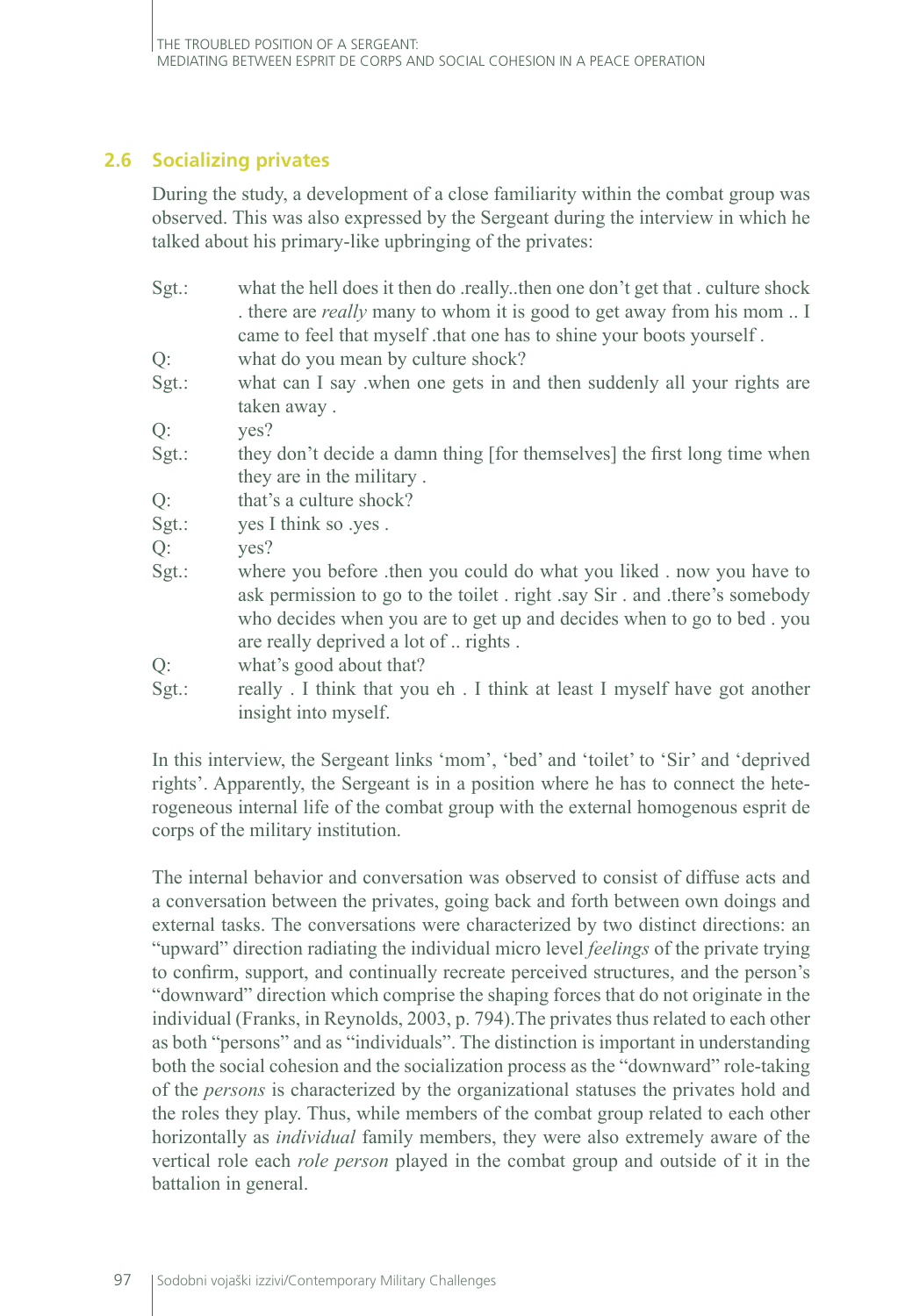## 2.6 Socializing privates

During the study, a development of a close familiarity within the combat group was observed. This was also expressed by the Sergeant during the interview in which he talked about his primary-like upbringing of the privates:

| | |
|---|---|
| Sgt.: | what the hell does it then do .really..then one don't get that . culture shock . there are *really* many to whom it is good to get away from his mom .. I came to feel that myself .that one has to shine your boots yourself . |
| Q: | what do you mean by culture shock? |
| Sgt.: | what can I say .when one gets in and then suddenly all your rights are taken away . |
| Q: | yes? |
| Sgt.: | they don't decide a damn thing [for themselves] the first long time when they are in the military . |
| Q: | that's a culture shock? |
| Sgt.: | yes I think so .yes . |
| Q: | yes? |
| Sgt.: | where you before .then you could do what you liked . now you have to ask permission to go to the toilet . right .say Sir . and .there's somebody who decides when you are to get up and decides when to go to bed . you are really deprived a lot of .. rights . |
| Q: | what's good about that? |
| Sgt.: | really . I think that you eh . I think at least I myself have got another insight into myself. |

In this interview, the Sergeant links 'mom', 'bed' and 'toilet' to 'Sir' and 'deprived rights'. Apparently, the Sergeant is in a position where he has to connect the heterogeneous internal life of the combat group with the external homogenous esprit de corps of the military institution.

The internal behavior and conversation was observed to consist of diffuse acts and a conversation between the privates, going back and forth between own doings and external tasks. The conversations were characterized by two distinct directions: an "upward" direction radiating the individual micro level *feelings* of the private trying to confirm, support, and continually recreate perceived structures, and the person's "downward" direction which comprise the shaping forces that do not originate in the individual (Franks, in Reynolds, 2003, p. 794).The privates thus related to each other as both "persons" and as "individuals". The distinction is important in understanding both the social cohesion and the socialization process as the "downward" role-taking of the *persons* is characterized by the organizational statuses the privates hold and the roles they play. Thus, while members of the combat group related to each other horizontally as *individual* family members, they were also extremely aware of the vertical role each *role person* played in the combat group and outside of it in the battalion in general.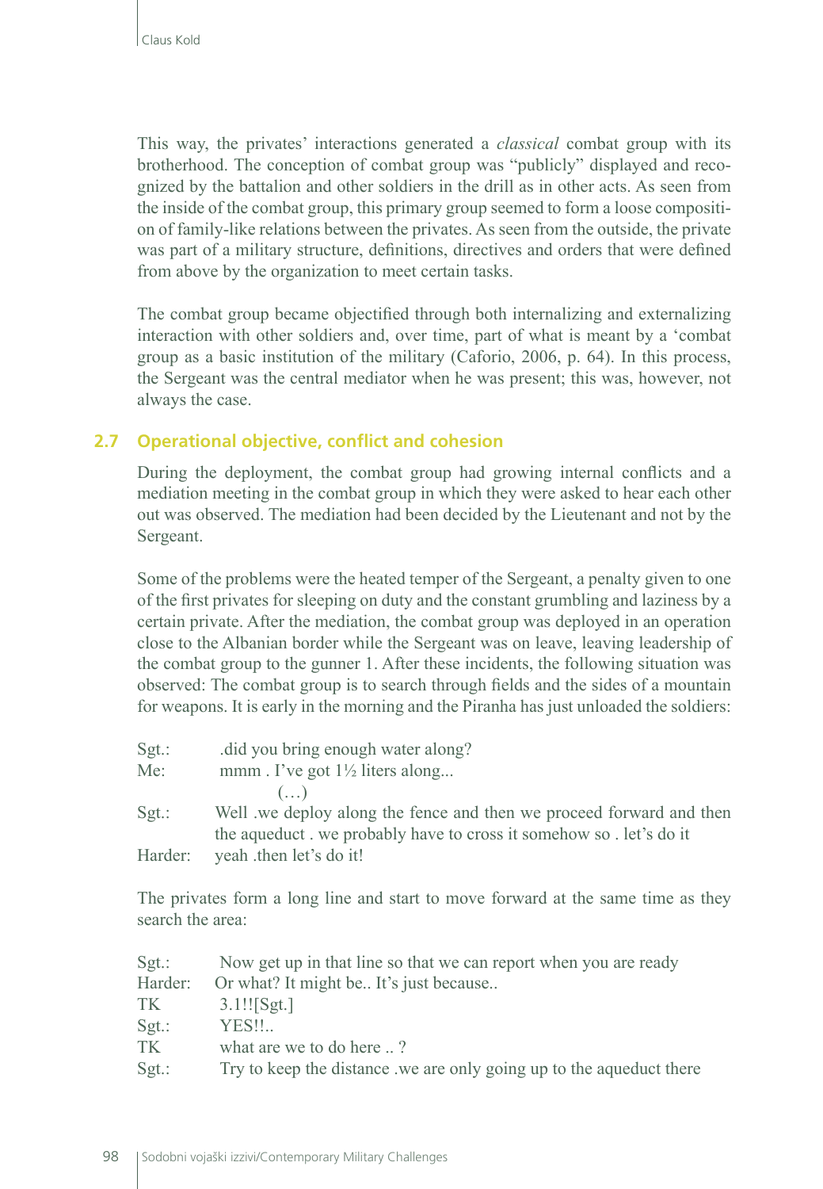This way, the privates' interactions generated a *classical* combat group with its brotherhood. The conception of combat group was "publicly" displayed and recognized by the battalion and other soldiers in the drill as in other acts. As seen from the inside of the combat group, this primary group seemed to form a loose composition of family-like relations between the privates. As seen from the outside, the private was part of a military structure, definitions, directives and orders that were defined from above by the organization to meet certain tasks.

The combat group became objectified through both internalizing and externalizing interaction with other soldiers and, over time, part of what is meant by a 'combat group as a basic institution of the military (Caforio, 2006, p. 64). In this process, the Sergeant was the central mediator when he was present; this was, however, not always the case.

## 2.7 Operational objective, conflict and cohesion

During the deployment, the combat group had growing internal conflicts and a mediation meeting in the combat group in which they were asked to hear each other out was observed. The mediation had been decided by the Lieutenant and not by the Sergeant.

Some of the problems were the heated temper of the Sergeant, a penalty given to one of the first privates for sleeping on duty and the constant grumbling and laziness by a certain private. After the mediation, the combat group was deployed in an operation close to the Albanian border while the Sergeant was on leave, leaving leadership of the combat group to the gunner 1. After these incidents, the following situation was observed: The combat group is to search through fields and the sides of a mountain for weapons. It is early in the morning and the Piranha has just unloaded the soldiers:

Sgt.: .did you bring enough water along?
Me: mmm . I've got 1½ liters along...
(…)
Sgt.: Well .we deploy along the fence and then we proceed forward and then the aqueduct . we probably have to cross it somehow so . let's do it
Harder: yeah .then let's do it!

The privates form a long line and start to move forward at the same time as they search the area:

Sgt.: Now get up in that line so that we can report when you are ready
Harder: Or what? It might be.. It's just because..
TK 3.1!![Sgt.]
Sgt.: YES!!..
TK what are we to do here .. ?
Sgt.: Try to keep the distance .we are only going up to the aqueduct there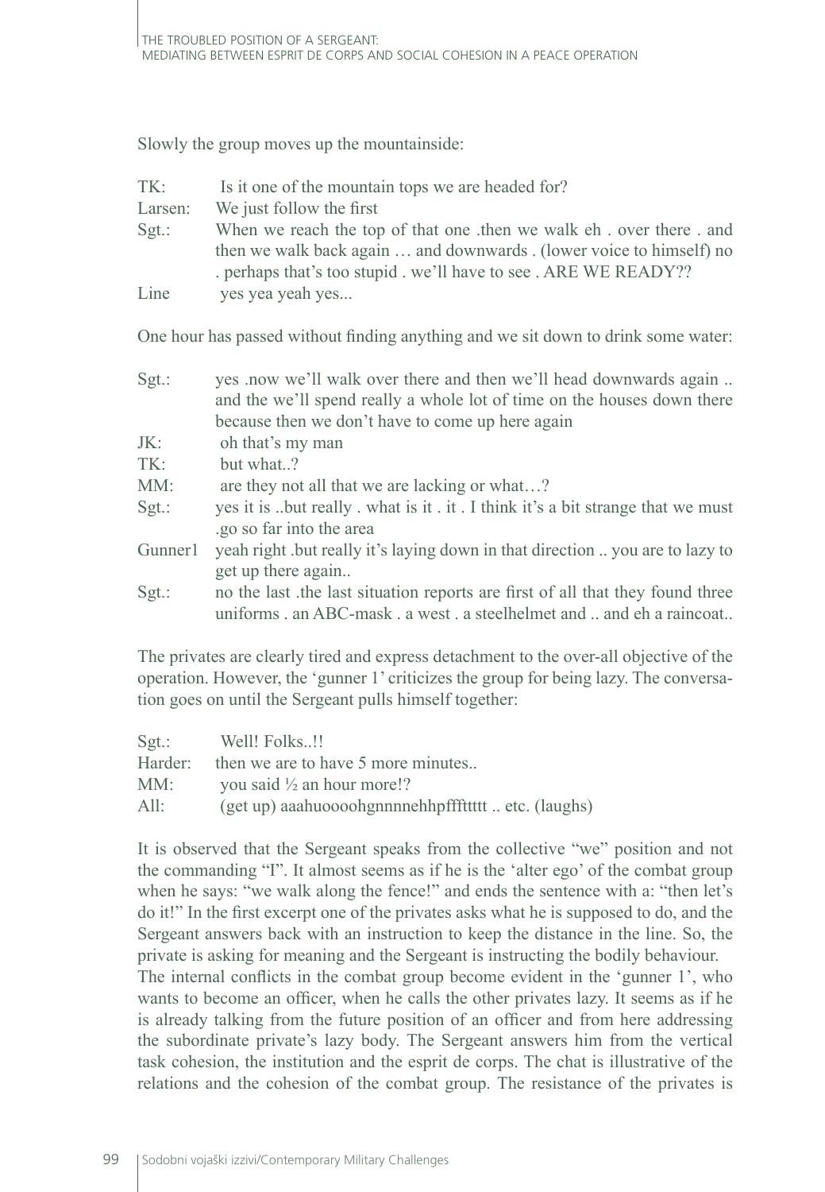Slowly the group moves up the mountainside:

| | |
|---|---|
| TK: | Is it one of the mountain tops we are headed for? |
| Larsen: | We just follow the first |
| Sgt.: | When we reach the top of that one .then we walk eh . over there . and then we walk back again … and downwards . (lower voice to himself) no . perhaps that's too stupid . we'll have to see . ARE WE READY?? |
| Line | yes yea yeah yes... |

One hour has passed without finding anything and we sit down to drink some water:

| | |
|---|---|
| Sgt.: | yes .now we'll walk over there and then we'll head downwards again .. and the we'll spend really a whole lot of time on the houses down there because then we don't have to come up here again |
| JK: | oh that's my man |
| TK: | but what..? |
| MM: | are they not all that we are lacking or what…? |
| Sgt.: | yes it is ..but really . what is it . it . I think it's a bit strange that we must .go so far into the area |
| Gunner1 | yeah right .but really it's laying down in that direction .. you are to lazy to get up there again.. |
| Sgt.: | no the last .the last situation reports are first of all that they found three uniforms . an ABC-mask . a west . a steelhelmet and .. and eh a raincoat.. |

The privates are clearly tired and express detachment to the over-all objective of the operation. However, the 'gunner 1' criticizes the group for being lazy. The conversation goes on until the Sergeant pulls himself together:

| | |
|---|---|
| Sgt.: | Well! Folks..!! |
| Harder: | then we are to have 5 more minutes.. |
| MM: | you said ½ an hour more!? |
| All: | (get up) aaahuoooohgnnnnehhpffftttttt .. etc. (laughs) |

It is observed that the Sergeant speaks from the collective "we" position and not the commanding "I". It almost seems as if he is the 'alter ego' of the combat group when he says: "we walk along the fence!" and ends the sentence with a: "then let's do it!" In the first excerpt one of the privates asks what he is supposed to do, and the Sergeant answers back with an instruction to keep the distance in the line. So, the private is asking for meaning and the Sergeant is instructing the bodily behaviour.
The internal conflicts in the combat group become evident in the 'gunner 1', who wants to become an officer, when he calls the other privates lazy. It seems as if he is already talking from the future position of an officer and from here addressing the subordinate private's lazy body. The Sergeant answers him from the vertical task cohesion, the institution and the esprit de corps. The chat is illustrative of the relations and the cohesion of the combat group. The resistance of the privates is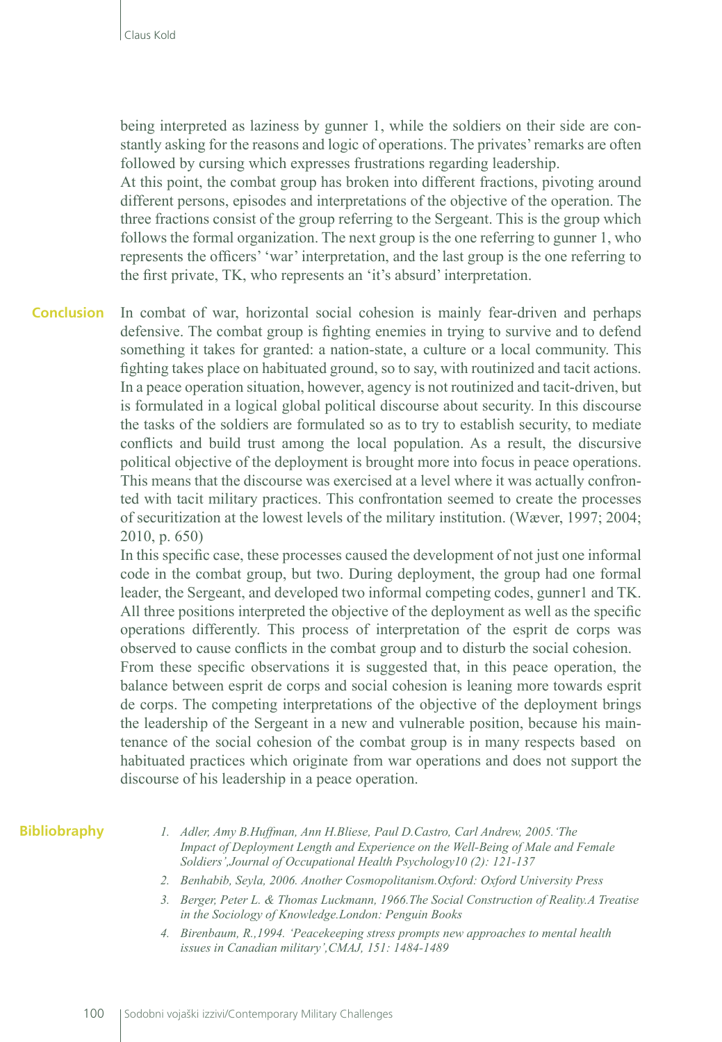being interpreted as laziness by gunner 1, while the soldiers on their side are constantly asking for the reasons and logic of operations. The privates' remarks are often followed by cursing which expresses frustrations regarding leadership.

At this point, the combat group has broken into different fractions, pivoting around different persons, episodes and interpretations of the objective of the operation. The three fractions consist of the group referring to the Sergeant. This is the group which follows the formal organization. The next group is the one referring to gunner 1, who represents the officers' 'war' interpretation, and the last group is the one referring to the first private, TK, who represents an 'it's absurd' interpretation.

## Conclusion

In combat of war, horizontal social cohesion is mainly fear-driven and perhaps defensive. The combat group is fighting enemies in trying to survive and to defend something it takes for granted: a nation-state, a culture or a local community. This fighting takes place on habituated ground, so to say, with routinized and tacit actions. In a peace operation situation, however, agency is not routinized and tacit-driven, but is formulated in a logical global political discourse about security. In this discourse the tasks of the soldiers are formulated so as to try to establish security, to mediate conflicts and build trust among the local population. As a result, the discursive political objective of the deployment is brought more into focus in peace operations. This means that the discourse was exercised at a level where it was actually confronted with tacit military practices. This confrontation seemed to create the processes of securitization at the lowest levels of the military institution. (Wæver, 1997; 2004; 2010, p. 650)

In this specific case, these processes caused the development of not just one informal code in the combat group, but two. During deployment, the group had one formal leader, the Sergeant, and developed two informal competing codes, gunner1 and TK. All three positions interpreted the objective of the deployment as well as the specific operations differently. This process of interpretation of the esprit de corps was observed to cause conflicts in the combat group and to disturb the social cohesion.

From these specific observations it is suggested that, in this peace operation, the balance between esprit de corps and social cohesion is leaning more towards esprit de corps. The competing interpretations of the objective of the deployment brings the leadership of the Sergeant in a new and vulnerable position, because his maintenance of the social cohesion of the combat group is in many respects based on habituated practices which originate from war operations and does not support the discourse of his leadership in a peace operation.

## Bibliobraphy

1. *Adler, Amy B.Huffman, Ann H.Bliese, Paul D.Castro, Carl Andrew, 2005.'The Impact of Deployment Length and Experience on the Well-Being of Male and Female Soldiers',Journal of Occupational Health Psychology10 (2): 121-137*
2. *Benhabib, Seyla, 2006. Another Cosmopolitanism.Oxford: Oxford University Press*
3. *Berger, Peter L. & Thomas Luckmann, 1966.The Social Construction of Reality.A Treatise in the Sociology of Knowledge.London: Penguin Books*
4. *Birenbaum, R.,1994. 'Peacekeeping stress prompts new approaches to mental health issues in Canadian military',CMAJ, 151: 1484-1489*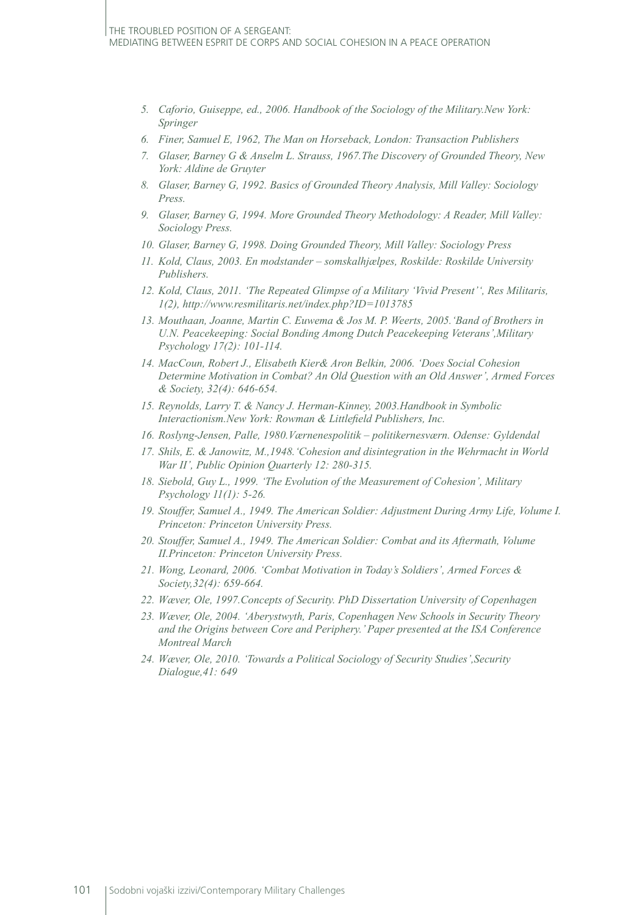5. *Caforio, Guiseppe, ed., 2006. Handbook of the Sociology of the Military.New York: Springer*
6. *Finer, Samuel E, 1962, The Man on Horseback, London: Transaction Publishers*
7. *Glaser, Barney G & Anselm L. Strauss, 1967.The Discovery of Grounded Theory, New York: Aldine de Gruyter*
8. *Glaser, Barney G, 1992. Basics of Grounded Theory Analysis, Mill Valley: Sociology Press.*
9. *Glaser, Barney G, 1994. More Grounded Theory Methodology: A Reader, Mill Valley: Sociology Press.*
10. *Glaser, Barney G, 1998. Doing Grounded Theory, Mill Valley: Sociology Press*
11. *Kold, Claus, 2003. En modstander – somskalhjælpes, Roskilde: Roskilde University Publishers.*
12. *Kold, Claus, 2011. 'The Repeated Glimpse of a Military 'Vivid Present'', Res Militaris, 1(2), http://www.resmilitaris.net/index.php?ID=1013785*
13. *Mouthaan, Joanne, Martin C. Euwema & Jos M. P. Weerts, 2005.'Band of Brothers in U.N. Peacekeeping: Social Bonding Among Dutch Peacekeeping Veterans',Military Psychology 17(2): 101-114.*
14. *MacCoun, Robert J., Elisabeth Kier& Aron Belkin, 2006. 'Does Social Cohesion Determine Motivation in Combat? An Old Question with an Old Answer', Armed Forces & Society, 32(4): 646-654.*
15. *Reynolds, Larry T. & Nancy J. Herman-Kinney, 2003.Handbook in Symbolic Interactionism.New York: Rowman & Littlefield Publishers, Inc.*
16. *Roslyng-Jensen, Palle, 1980.Værnenespolitik – politikernesværn. Odense: Gyldendal*
17. *Shils, E. & Janowitz, M.,1948.'Cohesion and disintegration in the Wehrmacht in World War II', Public Opinion Quarterly 12: 280-315.*
18. *Siebold, Guy L., 1999. 'The Evolution of the Measurement of Cohesion', Military Psychology 11(1): 5-26.*
19. *Stouffer, Samuel A., 1949. The American Soldier: Adjustment During Army Life, Volume I. Princeton: Princeton University Press.*
20. *Stouffer, Samuel A., 1949. The American Soldier: Combat and its Aftermath, Volume II.Princeton: Princeton University Press.*
21. *Wong, Leonard, 2006. 'Combat Motivation in Today's Soldiers', Armed Forces & Society,32(4): 659-664.*
22. *Wæver, Ole, 1997.Concepts of Security. PhD Dissertation University of Copenhagen*
23. *Wæver, Ole, 2004. 'Aberystwyth, Paris, Copenhagen New Schools in Security Theory and the Origins between Core and Periphery.' Paper presented at the ISA Conference Montreal March*
24. *Wæver, Ole, 2010. 'Towards a Political Sociology of Security Studies',Security Dialogue,41: 649*